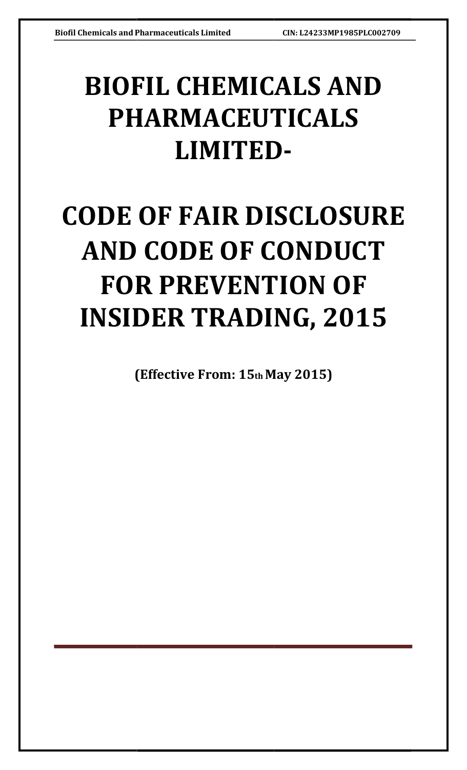# BIOFIL CHEMICALS AND PHARMACEUTICALS LIMITED-

# CODE OF FAIR DISCLOSURE AND CODE OF CONDUCT FOR PREVENTION OF INSIDER TRADING, 2015

**(Effective From: 15th May 2015)**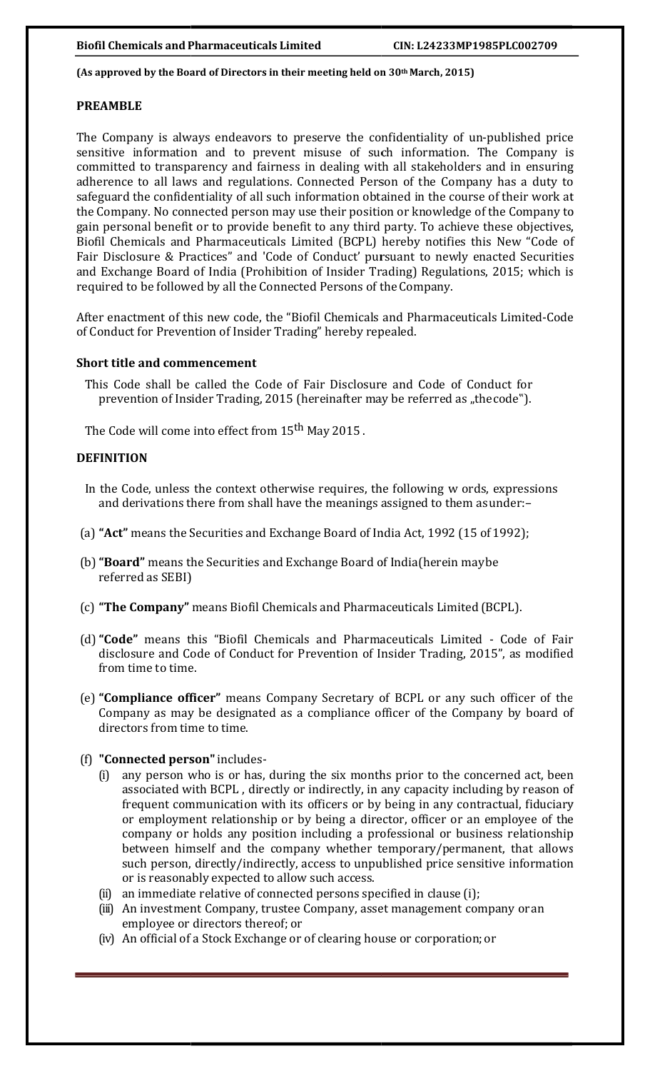**(As approved by the Board of Directors in their meeting held on 30th March, 2015)**

## PREAMBLE

The Company is always endeavors to preserve the confidentiality of un-published price sensitive information and to prevent misuse of such information. The Company is committed to transparency and fairness in dealing with all stakeholders and in ensuring adherence to all laws and regulations. Connected Person of the Company has a duty to safeguard the confidentiality of all such information obtained in the course of their work at the Company. No connected person may use their position or knowledge of the Company to gain personal benefit or to provide benefit to any third party. To achieve these objectives, Biofil Chemicals and Pharmaceuticals Limited (BCPL) hereby notifies this New "Code of Fair Disclosure & Practices" and 'Code of Conduct' pursuant to newly enacted Securities and Exchange Board of India (Prohibition of Insider Trading) Regulations, 2015; which is required to be followed by all the Connected Persons of the Company.

After enactment of this new code, the "Biofil Chemicals and Pharmaceuticals Limited-Code of Conduct for Prevention of Insider Trading" hereby repealed.

## Short title and commencement

This Code shall be called the Code of Fair Disclosure and Code of Conduct for prevention of Insider Trading, 2015 (hereinafter may be referred as „the code").

The Code will come into effect from 15th May 2015 .

## DEFINITION

In the Code, unless the context otherwise requires, the following w ords, expressions and derivations there from shall have the meanings assigned to them as under:–

(a) **"Act"** means the Securities and Exchange Board of India Act, 1992 (15 of 1992);

(b) **"Board"** means the Securities and Exchange Board of India(herein maybe referred as SEBI)

(c) **"The Company"** means Biofil Chemicals and Pharmaceuticals Limited (BCPL).

(d) **"Code"** means this "Biofil Chemicals and Pharmaceuticals Limited - Code of Fair disclosure and Code of Conduct for Prevention of Insider Trading, 2015", as modified from time to time.

(e) **"Compliance officer"** means Company Secretary of BCPL or any such officer of the Company as may be designated as a compliance officer of the Company by board of directors from time to time.

(f) **"Connected person"** includes-

(i) any person who is or has, during the six months prior to the concerned act, been associated with BCPL , directly or indirectly, in any capacity including by reason of frequent communication with its officers or by being in any contractual, fiduciary or employment relationship or by being a director, officer or an employee of the company or holds any position including a professional or business relationship between himself and the company whether temporary/permanent, that allows such person, directly/indirectly, access to unpublished price sensitive information or is reasonably expected to allow such access.

(ii) an immediate relative of connected persons specified in clause (i);

(iii) An investment Company, trustee Company, asset management company or an employee or directors thereof; or

(iv) An official of a Stock Exchange or of clearing house or corporation; or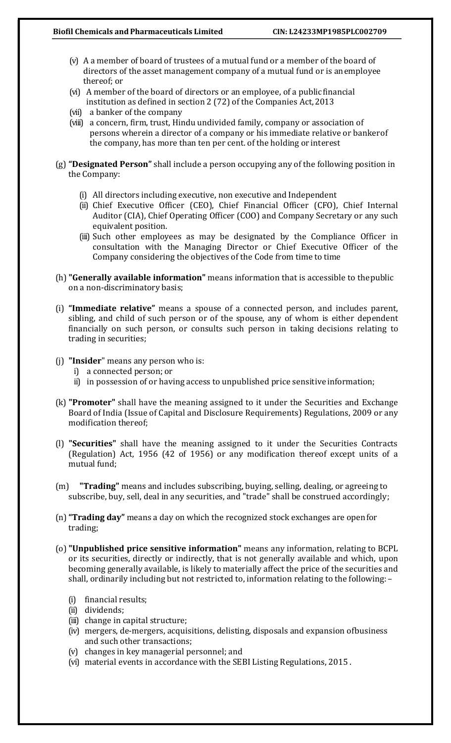(v) A a member of board of trustees of a mutual fund or a member of the board of directors of the asset management company of a mutual fund or is an employee thereof; or

(vi) A member of the board of directors or an employee, of a public financial institution as defined in section 2 (72) of the Companies Act, 2013

(vii) a banker of the company

(viii) a concern, firm, trust, Hindu undivided family, company or association of persons wherein a director of a company or his immediate relative or banker of the company, has more than ten per cent. of the holding or interest

(g) **"Designated Person"** shall include a person occupying any of the following position in the Company:

- (i) All directors including executive, non executive and Independent
- (ii) Chief Executive Officer (CEO), Chief Financial Officer (CFO), Chief Internal Auditor (CIA), Chief Operating Officer (COO) and Company Secretary or any such equivalent position.
- (iii) Such other employees as may be designated by the Compliance Officer in consultation with the Managing Director or Chief Executive Officer of the Company considering the objectives of the Code from time to time

(h) **"Generally available information"** means information that is accessible to the public on a non-discriminatory basis;

(i) **"Immediate relative"** means a spouse of a connected person, and includes parent, sibling, and child of such person or of the spouse, any of whom is either dependent financially on such person, or consults such person in taking decisions relating to trading in securities;

(j) **"Insider"** means any person who is:

- i) a connected person; or
- ii) in possession of or having access to unpublished price sensitive information;

(k) **"Promoter"** shall have the meaning assigned to it under the Securities and Exchange Board of India (Issue of Capital and Disclosure Requirements) Regulations, 2009 or any modification thereof;

(l) **"Securities"** shall have the meaning assigned to it under the Securities Contracts (Regulation) Act, 1956 (42 of 1956) or any modification thereof except units of a mutual fund;

(m) **"Trading"** means and includes subscribing, buying, selling, dealing, or agreeing to subscribe, buy, sell, deal in any securities, and "trade" shall be construed accordingly;

(n) **"Trading day"** means a day on which the recognized stock exchanges are open for trading;

(o) **"Unpublished price sensitive information"** means any information, relating to BCPL or its securities, directly or indirectly, that is not generally available and which, upon becoming generally available, is likely to materially affect the price of the securities and shall, ordinarily including but not restricted to, information relating to the following: –

- (i) financial results;
- (ii) dividends;
- (iii) change in capital structure;
- (iv) mergers, de-mergers, acquisitions, delisting, disposals and expansion of business and such other transactions;
- (v) changes in key managerial personnel; and
- (vi) material events in accordance with the SEBI Listing Regulations, 2015 .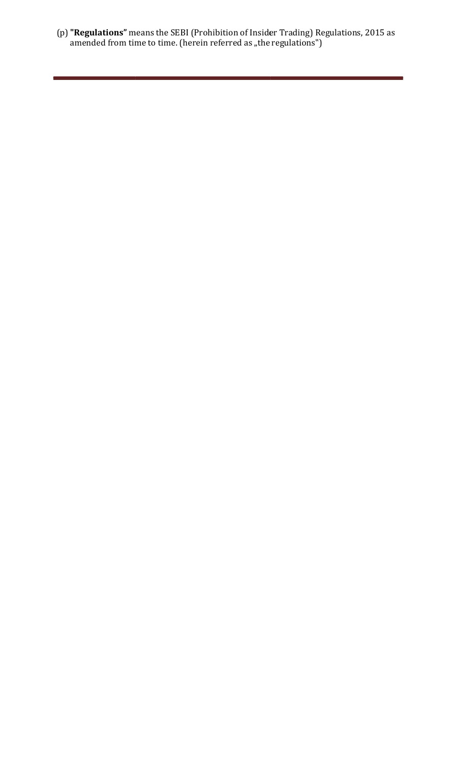(p) **"Regulations"** means the SEBI (Prohibition of Insider Trading) Regulations, 2015 as amended from time to time. (herein referred as „the regulations")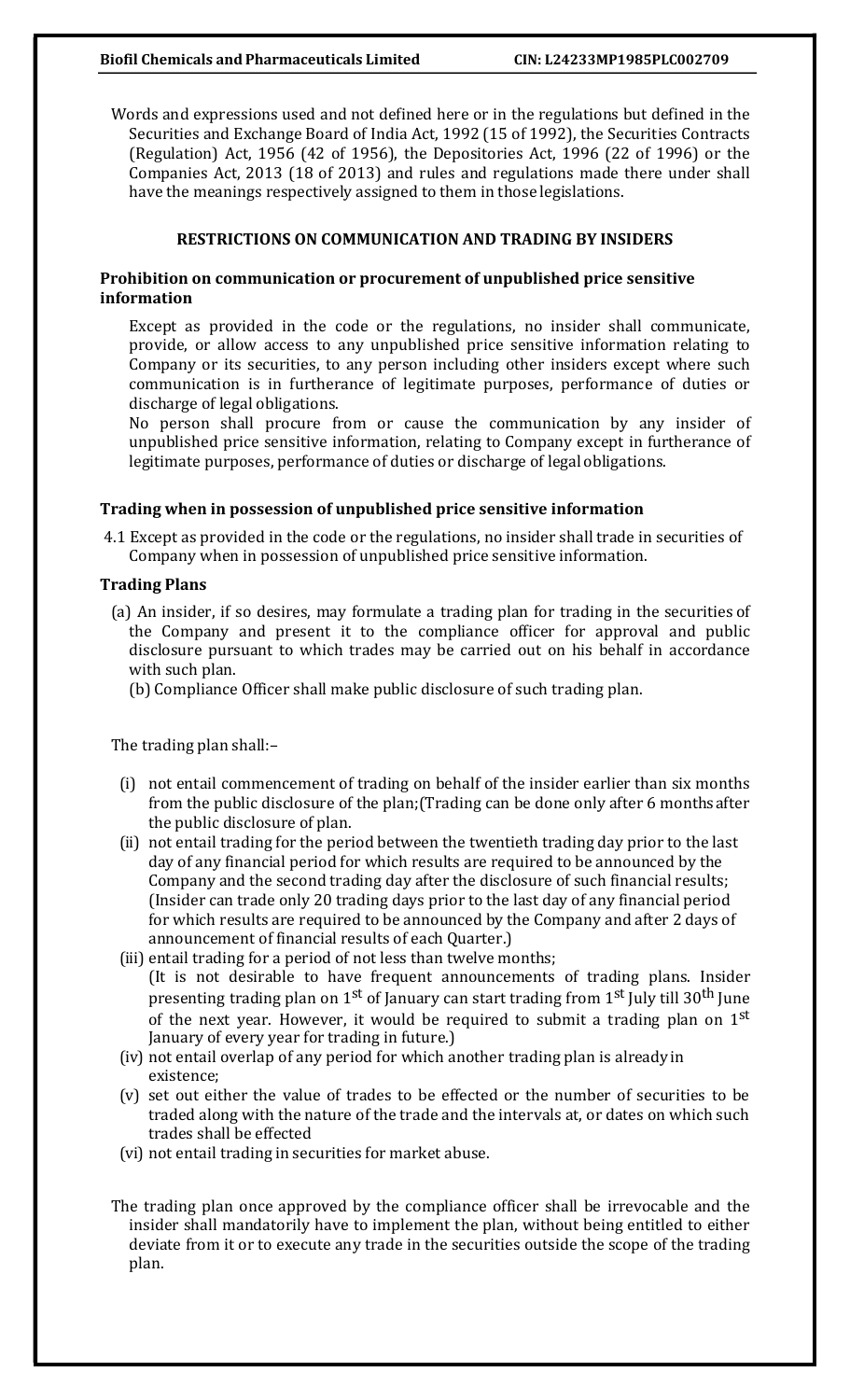Words and expressions used and not defined here or in the regulations but defined in the Securities and Exchange Board of India Act, 1992 (15 of 1992), the Securities Contracts (Regulation) Act, 1956 (42 of 1956), the Depositories Act, 1996 (22 of 1996) or the Companies Act, 2013 (18 of 2013) and rules and regulations made there under shall have the meanings respectively assigned to them in those legislations.

## RESTRICTIONS ON COMMUNICATION AND TRADING BY INSIDERS

### Prohibition on communication or procurement of unpublished price sensitive information

Except as provided in the code or the regulations, no insider shall communicate, provide, or allow access to any unpublished price sensitive information relating to Company or its securities, to any person including other insiders except where such communication is in furtherance of legitimate purposes, performance of duties or discharge of legal obligations.

No person shall procure from or cause the communication by any insider of unpublished price sensitive information, relating to Company except in furtherance of legitimate purposes, performance of duties or discharge of legal obligations.

### Trading when in possession of unpublished price sensitive information

4.1 Except as provided in the code or the regulations, no insider shall trade in securities of Company when in possession of unpublished price sensitive information.

### Trading Plans

(a) An insider, if so desires, may formulate a trading plan for trading in the securities of the Company and present it to the compliance officer for approval and public disclosure pursuant to which trades may be carried out on his behalf in accordance with such plan.

(b) Compliance Officer shall make public disclosure of such trading plan.

The trading plan shall:–

(i) not entail commencement of trading on behalf of the insider earlier than six months from the public disclosure of the plan;(Trading can be done only after 6 months after the public disclosure of plan.

(ii) not entail trading for the period between the twentieth trading day prior to the last day of any financial period for which results are required to be announced by the Company and the second trading day after the disclosure of such financial results; (Insider can trade only 20 trading days prior to the last day of any financial period for which results are required to be announced by the Company and after 2 days of announcement of financial results of each Quarter.)

(iii) entail trading for a period of not less than twelve months;
(It is not desirable to have frequent announcements of trading plans. Insider presenting trading plan on 1st of January can start trading from 1st July till 30th June of the next year. However, it would be required to submit a trading plan on 1st January of every year for trading in future.)

(iv) not entail overlap of any period for which another trading plan is already in existence;

(v) set out either the value of trades to be effected or the number of securities to be traded along with the nature of the trade and the intervals at, or dates on which such trades shall be effected

(vi) not entail trading in securities for market abuse.

The trading plan once approved by the compliance officer shall be irrevocable and the insider shall mandatorily have to implement the plan, without being entitled to either deviate from it or to execute any trade in the securities outside the scope of the trading plan.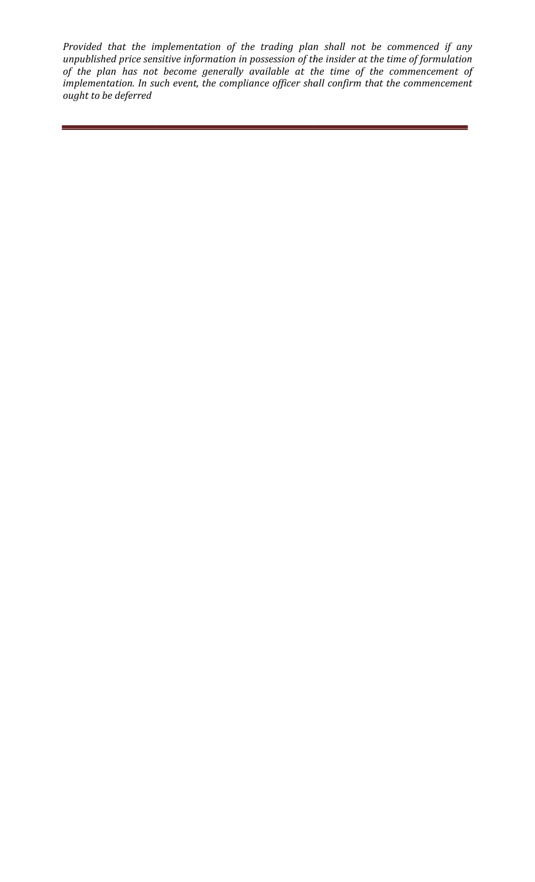*Provided that the implementation of the trading plan shall not be commenced if any unpublished price sensitive information in possession of the insider at the time of formulation of the plan has not become generally available at the time of the commencement of implementation. In such event, the compliance officer shall confirm that the commencement ought to be deferred*

---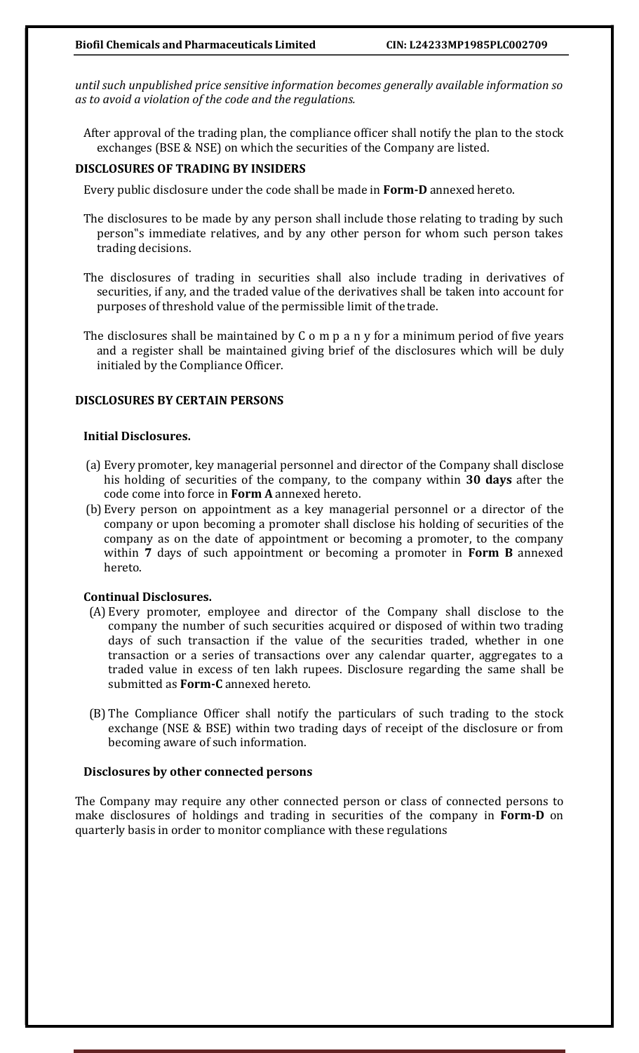*until such unpublished price sensitive information becomes generally available information so as to avoid a violation of the code and the regulations.*

After approval of the trading plan, the compliance officer shall notify the plan to the stock exchanges (BSE & NSE) on which the securities of the Company are listed.

## DISCLOSURES OF TRADING BY INSIDERS

Every public disclosure under the code shall be made in **Form-D** annexed hereto.

The disclosures to be made by any person shall include those relating to trading by such person‟s immediate relatives, and by any other person for whom such person takes trading decisions.

The disclosures of trading in securities shall also include trading in derivatives of securities, if any, and the traded value of the derivatives shall be taken into account for purposes of threshold value of the permissible limit of the trade.

The disclosures shall be maintained by C o m p a n y for a minimum period of five years and a register shall be maintained giving brief of the disclosures which will be duly initialed by the Compliance Officer.

## DISCLOSURES BY CERTAIN PERSONS

### Initial Disclosures.

(a) Every promoter, key managerial personnel and director of the Company shall disclose his holding of securities of the company, to the company within **30 days** after the code come into force in **Form A** annexed hereto.

(b) Every person on appointment as a key managerial personnel or a director of the company or upon becoming a promoter shall disclose his holding of securities of the company as on the date of appointment or becoming a promoter, to the company within **7** days of such appointment or becoming a promoter in **Form B** annexed hereto.

### Continual Disclosures.

(A) Every promoter, employee and director of the Company shall disclose to the company the number of such securities acquired or disposed of within two trading days of such transaction if the value of the securities traded, whether in one transaction or a series of transactions over any calendar quarter, aggregates to a traded value in excess of ten lakh rupees. Disclosure regarding the same shall be submitted as **Form-C** annexed hereto.

(B) The Compliance Officer shall notify the particulars of such trading to the stock exchange (NSE & BSE) within two trading days of receipt of the disclosure or from becoming aware of such information.

### Disclosures by other connected persons

The Company may require any other connected person or class of connected persons to make disclosures of holdings and trading in securities of the company in **Form-D** on quarterly basis in order to monitor compliance with these regulations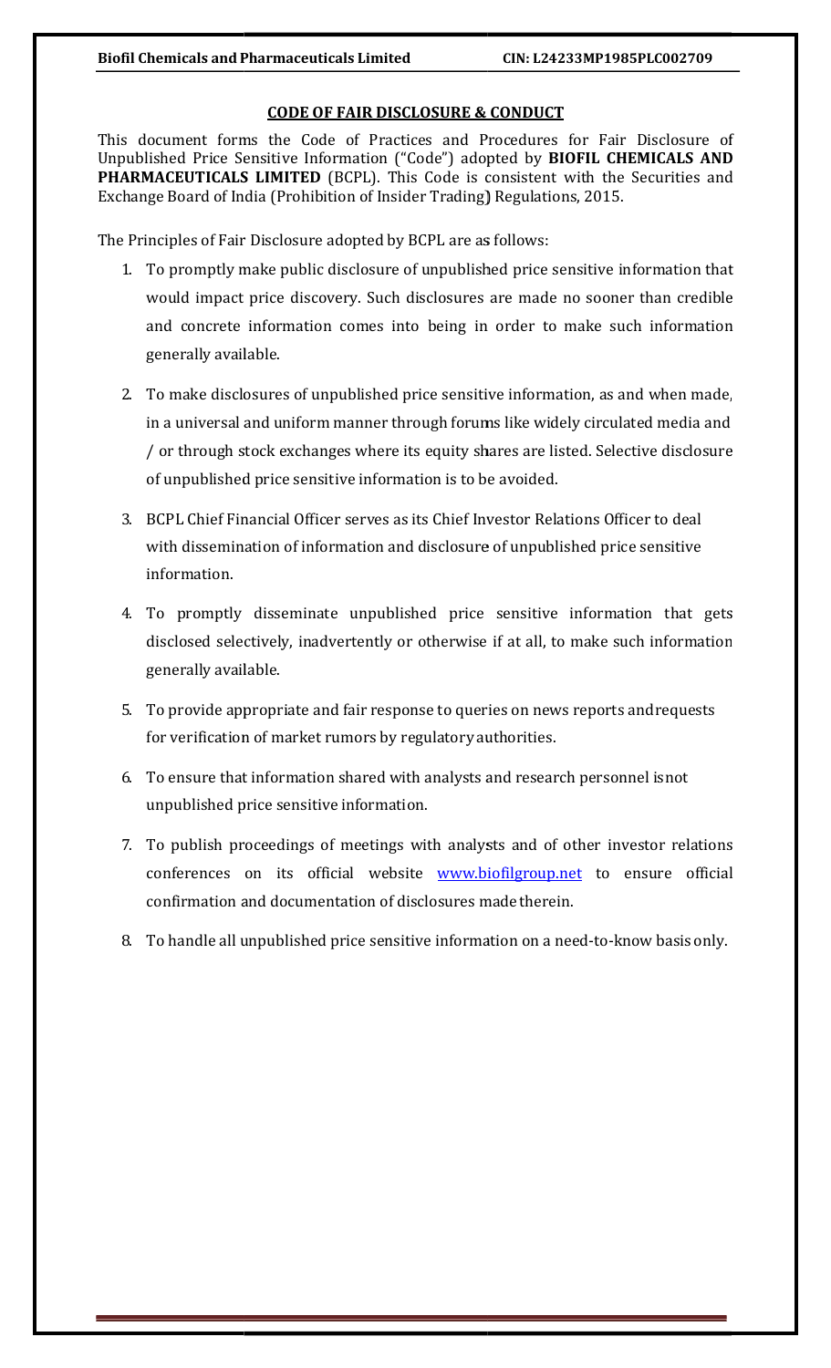## CODE OF FAIR DISCLOSURE & CONDUCT

This document forms the Code of Practices and Procedures for Fair Disclosure of Unpublished Price Sensitive Information ("Code") adopted by **BIOFIL CHEMICALS AND PHARMACEUTICALS LIMITED** (BCPL). This Code is consistent with the Securities and Exchange Board of India (Prohibition of Insider Trading) Regulations, 2015.

The Principles of Fair Disclosure adopted by BCPL are as follows:

1. To promptly make public disclosure of unpublished price sensitive information that would impact price discovery. Such disclosures are made no sooner than credible and concrete information comes into being in order to make such information generally available.

2. To make disclosures of unpublished price sensitive information, as and when made, in a universal and uniform manner through forums like widely circulated media and / or through stock exchanges where its equity shares are listed. Selective disclosure of unpublished price sensitive information is to be avoided.

3. BCPL Chief Financial Officer serves as its Chief Investor Relations Officer to deal with dissemination of information and disclosure of unpublished price sensitive information.

4. To promptly disseminate unpublished price sensitive information that gets disclosed selectively, inadvertently or otherwise if at all, to make such information generally available.

5. To provide appropriate and fair response to queries on news reports and requests for verification of market rumors by regulatory authorities.

6. To ensure that information shared with analysts and research personnel is not unpublished price sensitive information.

7. To publish proceedings of meetings with analysts and of other investor relations conferences on its official website [www.biofilgroup.net](http://www.biofilgroup.net) to ensure official confirmation and documentation of disclosures made therein.

8. To handle all unpublished price sensitive information on a need-to-know basis only.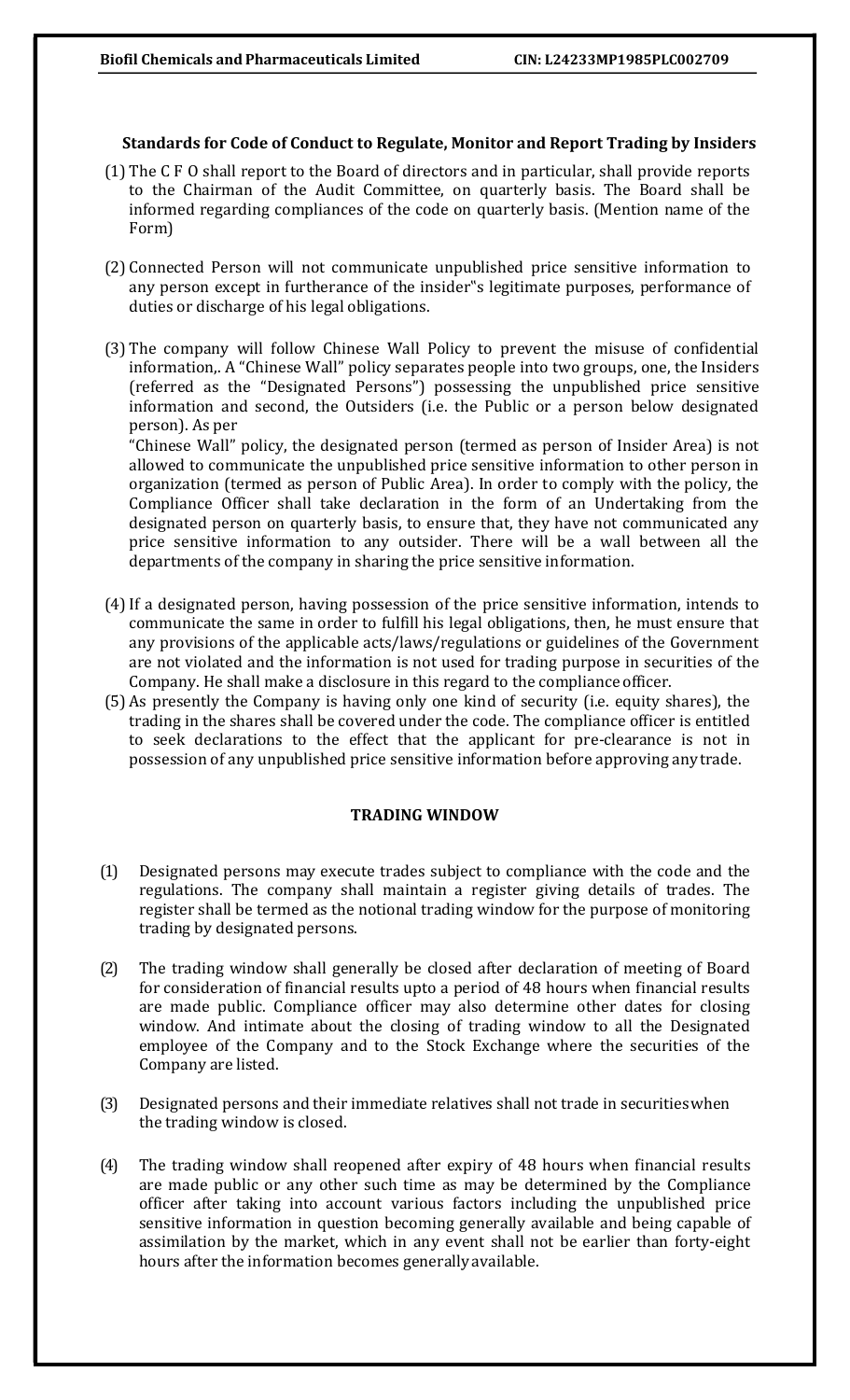### Standards for Code of Conduct to Regulate, Monitor and Report Trading by Insiders

(1) The C F O shall report to the Board of directors and in particular, shall provide reports to the Chairman of the Audit Committee, on quarterly basis. The Board shall be informed regarding compliances of the code on quarterly basis. (Mention name of the Form)

(2) Connected Person will not communicate unpublished price sensitive information to any person except in furtherance of the insider"s legitimate purposes, performance of duties or discharge of his legal obligations.

(3) The company will follow Chinese Wall Policy to prevent the misuse of confidential information,. A "Chinese Wall" policy separates people into two groups, one, the Insiders (referred as the "Designated Persons") possessing the unpublished price sensitive information and second, the Outsiders (i.e. the Public or a person below designated person). As per
"Chinese Wall" policy, the designated person (termed as person of Insider Area) is not allowed to communicate the unpublished price sensitive information to other person in organization (termed as person of Public Area). In order to comply with the policy, the Compliance Officer shall take declaration in the form of an Undertaking from the designated person on quarterly basis, to ensure that, they have not communicated any price sensitive information to any outsider. There will be a wall between all the departments of the company in sharing the price sensitive information.

(4) If a designated person, having possession of the price sensitive information, intends to communicate the same in order to fulfill his legal obligations, then, he must ensure that any provisions of the applicable acts/laws/regulations or guidelines of the Government are not violated and the information is not used for trading purpose in securities of the Company. He shall make a disclosure in this regard to the compliance officer.

(5) As presently the Company is having only one kind of security (i.e. equity shares), the trading in the shares shall be covered under the code. The compliance officer is entitled to seek declarations to the effect that the applicant for pre-clearance is not in possession of any unpublished price sensitive information before approving any trade.

### TRADING WINDOW

(1) Designated persons may execute trades subject to compliance with the code and the regulations. The company shall maintain a register giving details of trades. The register shall be termed as the notional trading window for the purpose of monitoring trading by designated persons.

(2) The trading window shall generally be closed after declaration of meeting of Board for consideration of financial results upto a period of 48 hours when financial results are made public. Compliance officer may also determine other dates for closing window. And intimate about the closing of trading window to all the Designated employee of the Company and to the Stock Exchange where the securities of the Company are listed.

(3) Designated persons and their immediate relatives shall not trade in securities when the trading window is closed.

(4) The trading window shall reopened after expiry of 48 hours when financial results are made public or any other such time as may be determined by the Compliance officer after taking into account various factors including the unpublished price sensitive information in question becoming generally available and being capable of assimilation by the market, which in any event shall not be earlier than forty-eight hours after the information becomes generally available.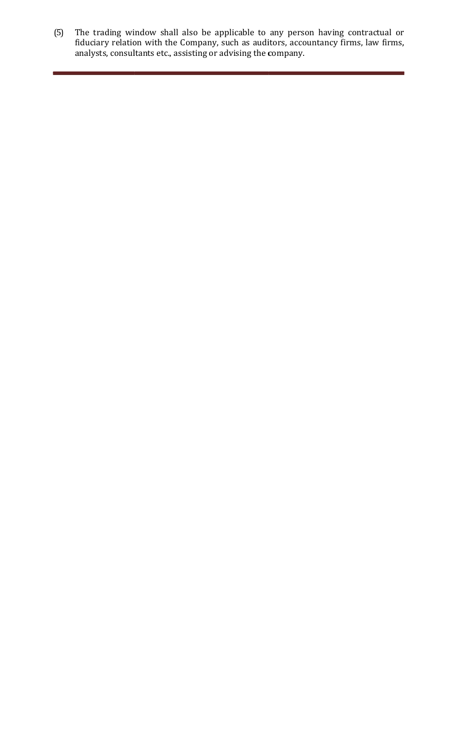(5) The trading window shall also be applicable to any person having contractual or fiduciary relation with the Company, such as auditors, accountancy firms, law firms, analysts, consultants etc., assisting or advising the company.

---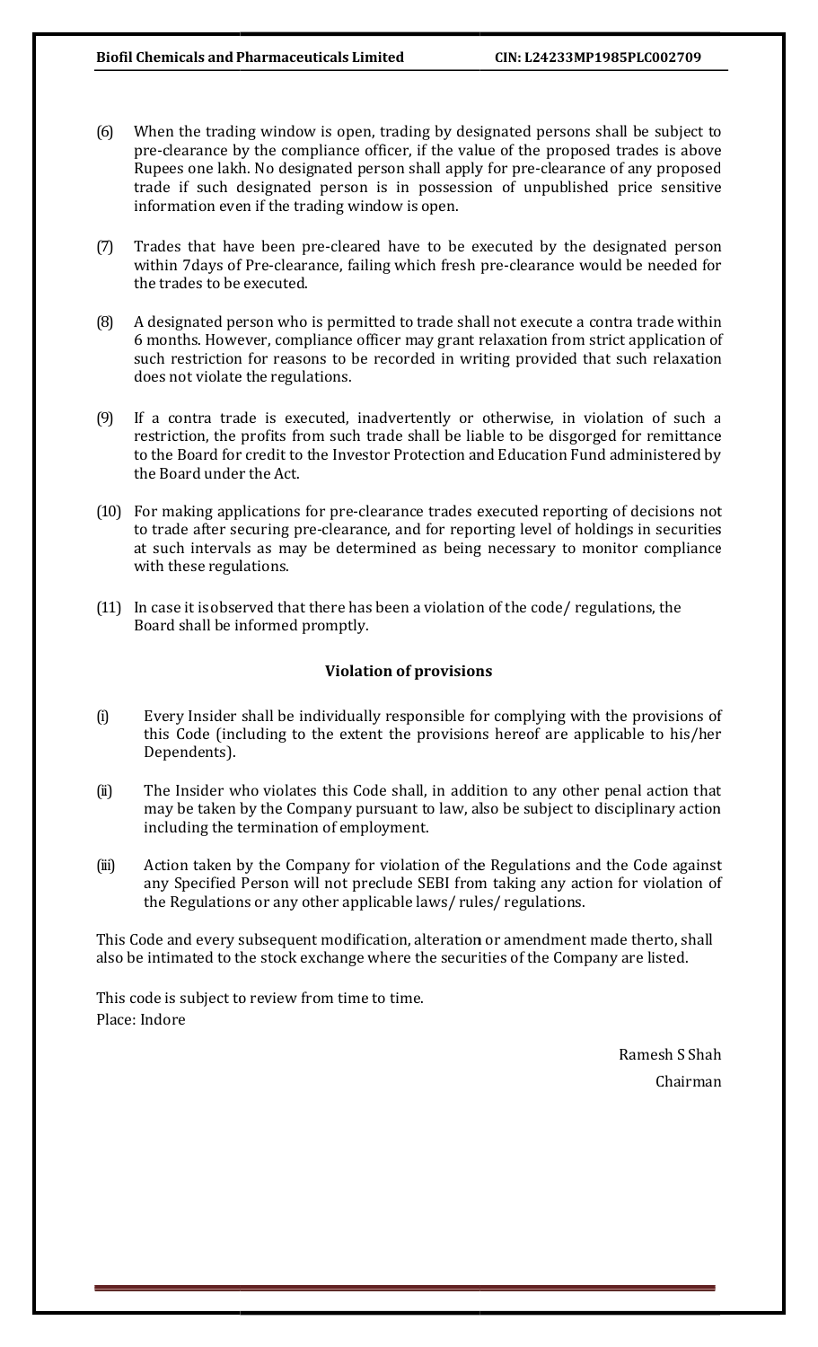(6) When the trading window is open, trading by designated persons shall be subject to pre-clearance by the compliance officer, if the value of the proposed trades is above Rupees one lakh. No designated person shall apply for pre-clearance of any proposed trade if such designated person is in possession of unpublished price sensitive information even if the trading window is open.

(7) Trades that have been pre-cleared have to be executed by the designated person within 7days of Pre-clearance, failing which fresh pre-clearance would be needed for the trades to be executed.

(8) A designated person who is permitted to trade shall not execute a contra trade within 6 months. However, compliance officer may grant relaxation from strict application of such restriction for reasons to be recorded in writing provided that such relaxation does not violate the regulations.

(9) If a contra trade is executed, inadvertently or otherwise, in violation of such a restriction, the profits from such trade shall be liable to be disgorged for remittance to the Board for credit to the Investor Protection and Education Fund administered by the Board under the Act.

(10) For making applications for pre-clearance trades executed reporting of decisions not to trade after securing pre-clearance, and for reporting level of holdings in securities at such intervals as may be determined as being necessary to monitor compliance with these regulations.

(11) In case it isobserved that there has been a violation of the code/ regulations, the Board shall be informed promptly.

### Violation of provisions

(i) Every Insider shall be individually responsible for complying with the provisions of this Code (including to the extent the provisions hereof are applicable to his/her Dependents).

(ii) The Insider who violates this Code shall, in addition to any other penal action that may be taken by the Company pursuant to law, also be subject to disciplinary action including the termination of employment.

(iii) Action taken by the Company for violation of the Regulations and the Code against any Specified Person will not preclude SEBI from taking any action for violation of the Regulations or any other applicable laws/ rules/ regulations.

This Code and every subsequent modification, alteration or amendment made therto, shall also be intimated to the stock exchange where the securities of the Company are listed.

This code is subject to review from time to time.
Place: Indore

Ramesh S Shah
Chairman